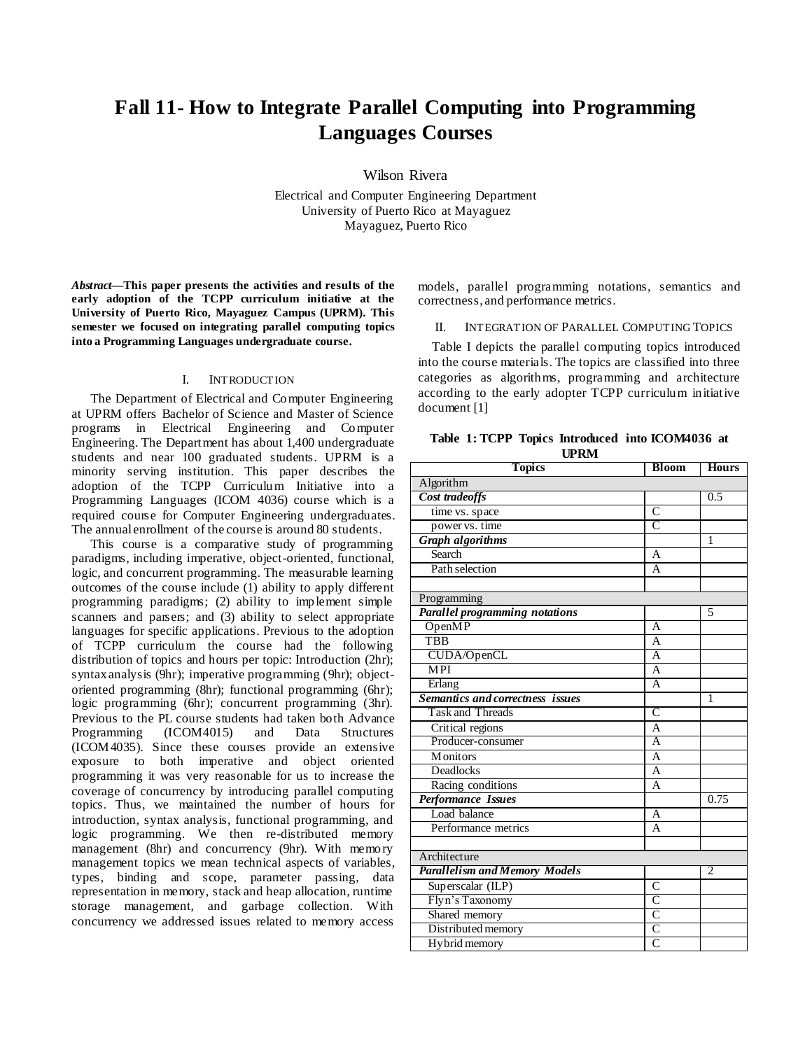# Fall 11- How to Integrate Parallel Computing into Programming Languages Courses

Wilson Rivera

Electrical and Computer Engineering Department
University of Puerto Rico at Mayaguez
Mayaguez, Puerto Rico

***Abstract*—This paper presents the activities and results of the early adoption of the TCPP curriculum initiative at the University of Puerto Rico, Mayaguez Campus (UPRM). This semester we focused on integrating parallel computing topics into a Programming Languages undergraduate course.**

## I. Introduction

The Department of Electrical and Computer Engineering at UPRM offers Bachelor of Science and Master of Science programs in Electrical Engineering and Computer Engineering. The Department has about 1,400 undergraduate students and near 100 graduated students. UPRM is a minority serving institution. This paper describes the adoption of the TCPP Curriculum Initiative into a Programming Languages (ICOM 4036) course which is a required course for Computer Engineering undergraduates. The annual enrollment of the course is around 80 students.

This course is a comparative study of programming paradigms, including imperative, object-oriented, functional, logic, and concurrent programming. The measurable learning outcomes of the course include (1) ability to apply different programming paradigms; (2) ability to implement simple scanners and parsers; and (3) ability to select appropriate languages for specific applications. Previous to the adoption of TCPP curriculum the course had the following distribution of topics and hours per topic: Introduction (2hr); syntax analysis (9hr); imperative programming (9hr); object-oriented programming (8hr); functional programming (6hr); logic programming (6hr); concurrent programming (3hr). Previous to the PL course students had taken both Advance Programming (ICOM4015) and Data Structures (ICOM4035). Since these courses provide an extensive exposure to both imperative and object oriented programming it was very reasonable for us to increase the coverage of concurrency by introducing parallel computing topics. Thus, we maintained the number of hours for introduction, syntax analysis, functional programming, and logic programming. We then re-distributed memory management (8hr) and concurrency (9hr). With memory management topics we mean technical aspects of variables, types, binding and scope, parameter passing, data representation in memory, stack and heap allocation, runtime storage management, and garbage collection. With concurrency we addressed issues related to memory access models, parallel programming notations, semantics and correctness, and performance metrics.

## II. Integration of Parallel Computing Topics

Table I depicts the parallel computing topics introduced into the course materials. The topics are classified into three categories as algorithms, programming and architecture according to the early adopter TCPP curriculum initiative document [1]

**Table 1: TCPP Topics Introduced into ICOM4036 at UPRM**

| Topics | Bloom | Hours |
|---|---|---|
| Algorithm | | |
| ***Cost tradeoffs*** | | 0.5 |
| time vs. space | C | |
| power vs. time | C | |
| ***Graph algorithms*** | | 1 |
| Search | A | |
| Path selection | A | |
| | | |
| Programming | | |
| ***Parallel programming notations*** | | 5 |
| OpenMP | A | |
| TBB | A | |
| CUDA/OpenCL | A | |
| MPI | A | |
| Erlang | A | |
| ***Semantics and correctness issues*** | | 1 |
| Task and Threads | C | |
| Critical regions | A | |
| Producer-consumer | A | |
| Monitors | A | |
| Deadlocks | A | |
| Racing conditions | A | |
| ***Performance Issues*** | | 0.75 |
| Load balance | A | |
| Performance metrics | A | |
| | | |
| Architecture | | |
| ***Parallelism and Memory Models*** | | 2 |
| Superscalar (ILP) | C | |
| Flyn's Taxonomy | C | |
| Shared memory | C | |
| Distributed memory | C | |
| Hybrid memory | C | |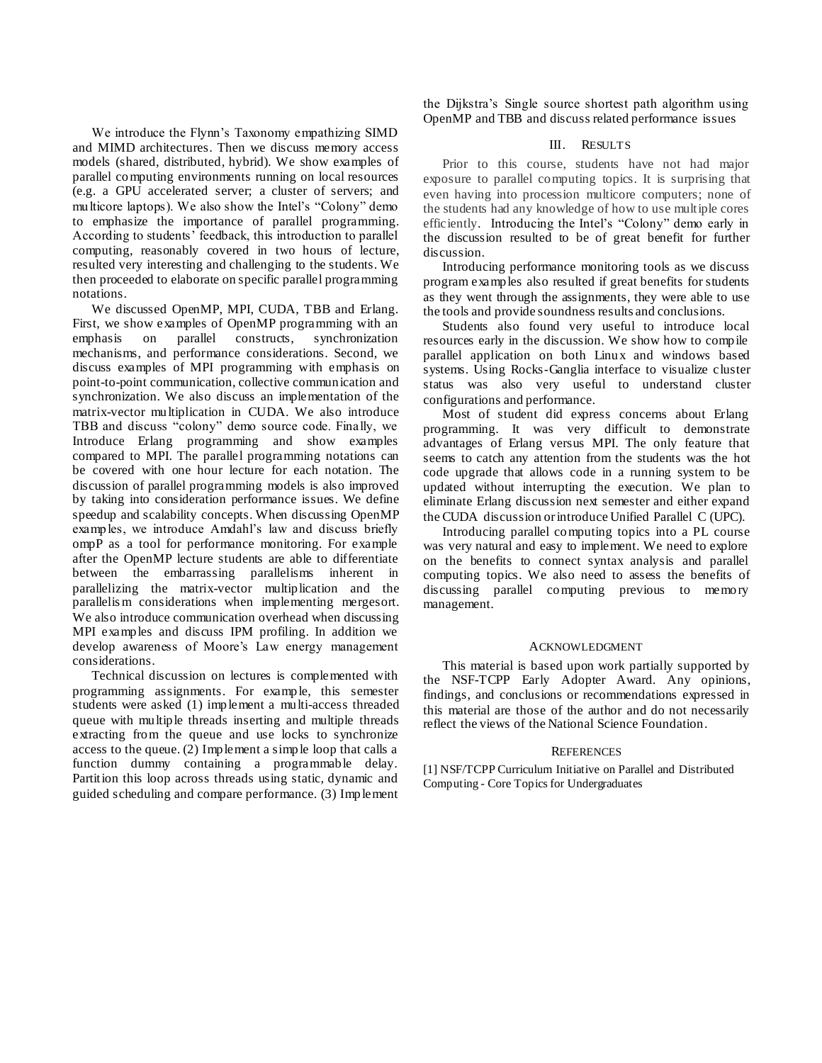We introduce the Flynn's Taxonomy empathizing SIMD and MIMD architectures. Then we discuss memory access models (shared, distributed, hybrid). We show examples of parallel computing environments running on local resources (e.g. a GPU accelerated server; a cluster of servers; and multicore laptops). We also show the Intel's "Colony" demo to emphasize the importance of parallel programming. According to students' feedback, this introduction to parallel computing, reasonably covered in two hours of lecture, resulted very interesting and challenging to the students. We then proceeded to elaborate on specific parallel programming notations.

We discussed OpenMP, MPI, CUDA, TBB and Erlang. First, we show examples of OpenMP programming with an emphasis on parallel constructs, synchronization mechanisms, and performance considerations. Second, we discuss examples of MPI programming with emphasis on point-to-point communication, collective communication and synchronization. We also discuss an implementation of the matrix-vector multiplication in CUDA. We also introduce TBB and discuss "colony" demo source code. Finally, we Introduce Erlang programming and show examples compared to MPI. The parallel programming notations can be covered with one hour lecture for each notation. The discussion of parallel programming models is also improved by taking into consideration performance issues. We define speedup and scalability concepts. When discussing OpenMP examples, we introduce Amdahl's law and discuss briefly ompP as a tool for performance monitoring. For example after the OpenMP lecture students are able to differentiate between the embarrassing parallelisms inherent in parallelizing the matrix-vector multiplication and the parallelism considerations when implementing mergesort. We also introduce communication overhead when discussing MPI examples and discuss IPM profiling. In addition we develop awareness of Moore's Law energy management considerations.

Technical discussion on lectures is complemented with programming assignments. For example, this semester students were asked (1) implement a multi-access threaded queue with multiple threads inserting and multiple threads extracting from the queue and use locks to synchronize access to the queue. (2) Implement a simple loop that calls a function dummy containing a programmable delay. Partition this loop across threads using static, dynamic and guided scheduling and compare performance. (3) Implement the Dijkstra's Single source shortest path algorithm using OpenMP and TBB and discuss related performance issues

## III. Results

Prior to this course, students have not had major exposure to parallel computing topics. It is surprising that even having into procession multicore computers; none of the students had any knowledge of how to use multiple cores efficiently. Introducing the Intel's "Colony" demo early in the discussion resulted to be of great benefit for further discussion.

Introducing performance monitoring tools as we discuss program examples also resulted if great benefits for students as they went through the assignments, they were able to use the tools and provide soundness results and conclusions.

Students also found very useful to introduce local resources early in the discussion. We show how to compile parallel application on both Linux and windows based systems. Using Rocks-Ganglia interface to visualize cluster status was also very useful to understand cluster configurations and performance.

Most of student did express concerns about Erlang programming. It was very difficult to demonstrate advantages of Erlang versus MPI. The only feature that seems to catch any attention from the students was the hot code upgrade that allows code in a running system to be updated without interrupting the execution. We plan to eliminate Erlang discussion next semester and either expand the CUDA discussion or introduce Unified Parallel C (UPC).

Introducing parallel computing topics into a PL course was very natural and easy to implement. We need to explore on the benefits to connect syntax analysis and parallel computing topics. We also need to assess the benefits of discussing parallel computing previous to memory management.

## Acknowledgment

This material is based upon work partially supported by the NSF-TCPP Early Adopter Award. Any opinions, findings, and conclusions or recommendations expressed in this material are those of the author and do not necessarily reflect the views of the National Science Foundation.

## References

[1] NSF/TCPP Curriculum Initiative on Parallel and Distributed Computing - Core Topics for Undergraduates